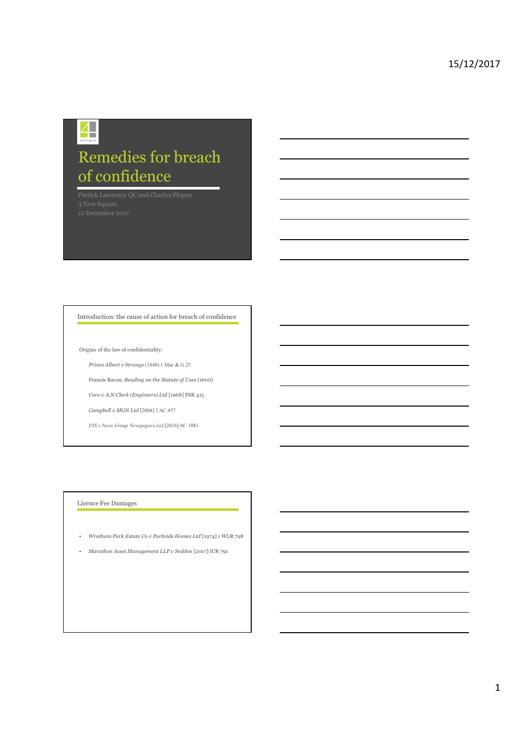# Remedies for breach of confidence

Patrick Lawrence QC and Charles Phipps

4 New Square

12 December 2017

## Introduction: the cause of action for breach of confidence

Origins of the law of confidentiality:

- *Prince Albert v Strange* (1848) 1 Mac & G 25
- Francis Bacon, *Reading on the Statute of Uses* (1600)
- *Coco v A.N.Clark (Engineers) Ltd* [1968] FSR 415
- *Campbell v MGN Ltd* [2004] 2 AC 457
- *PJS v News Group Newspapers Ltd* [2016] AC 1081

## Licence Fee Damages

- *Wrotham Park Estate Co v Parkside Homes Ltd* [1974] 1 WLR 798
- *Marathon Asset Management LLP v Seddon* [2017] ICR 791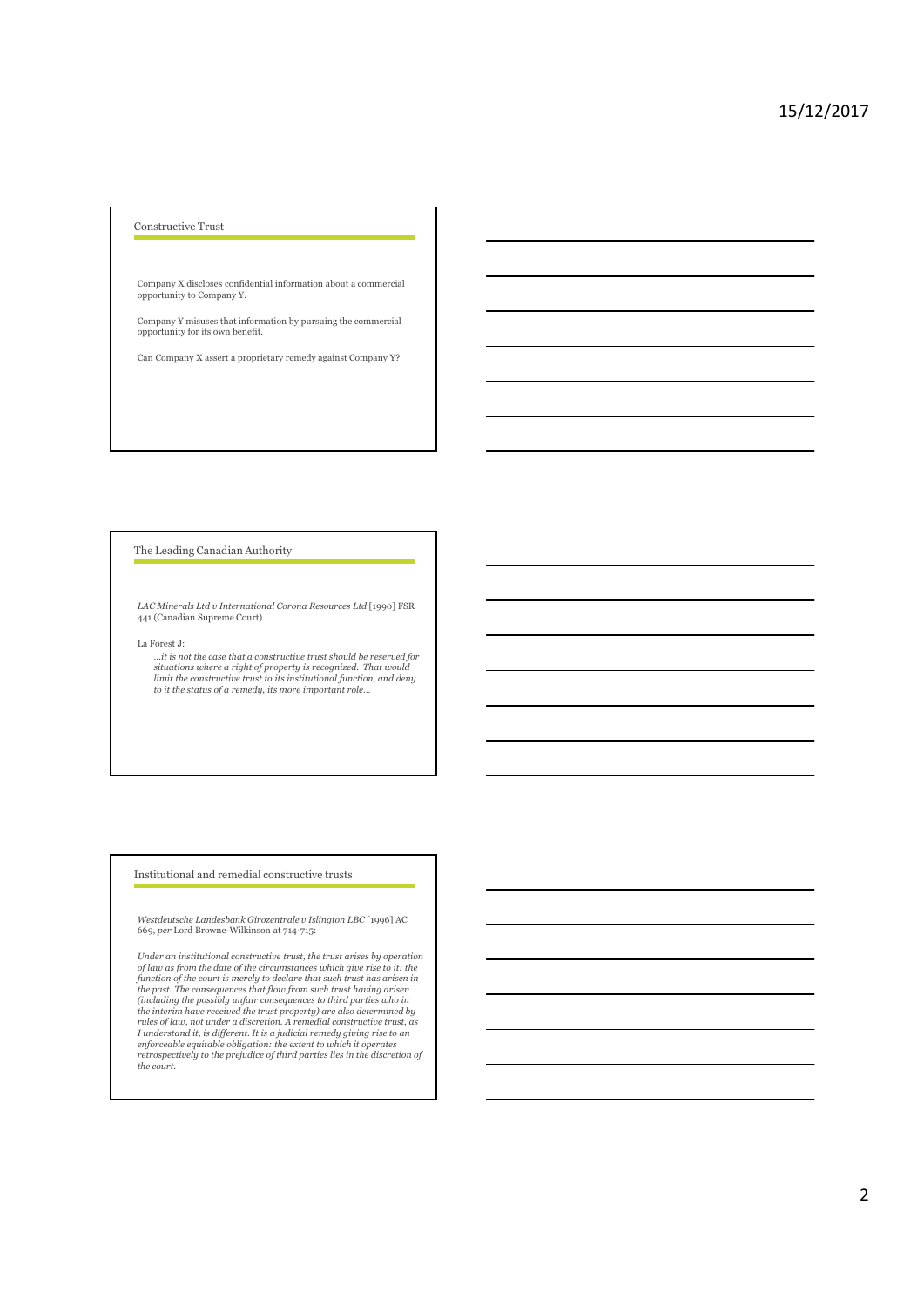## Constructive Trust

Company X discloses confidential information about a commercial opportunity to Company Y.

Company Y misuses that information by pursuing the commercial opportunity for its own benefit.

Can Company X assert a proprietary remedy against Company Y?

## The Leading Canadian Authority

*LAC Minerals Ltd v International Corona Resources Ltd* [1990] FSR 441 (Canadian Supreme Court)

La Forest J:

> *…it is not the case that a constructive trust should be reserved for situations where a right of property is recognized. That would limit the constructive trust to its institutional function, and deny to it the status of a remedy, its more important role…*

## Institutional and remedial constructive trusts

*Westdeutsche Landesbank Girozentrale v Islington LBC* [1996] AC 669, *per* Lord Browne-Wilkinson at 714-715:

*Under an institutional constructive trust, the trust arises by operation of law as from the date of the circumstances which give rise to it: the function of the court is merely to declare that such trust has arisen in the past. The consequences that flow from such trust having arisen (including the possibly unfair consequences to third parties who in the interim have received the trust property) are also determined by rules of law, not under a discretion. A remedial constructive trust, as I understand it, is different. It is a judicial remedy giving rise to an enforceable equitable obligation: the extent to which it operates retrospectively to the prejudice of third parties lies in the discretion of the court.*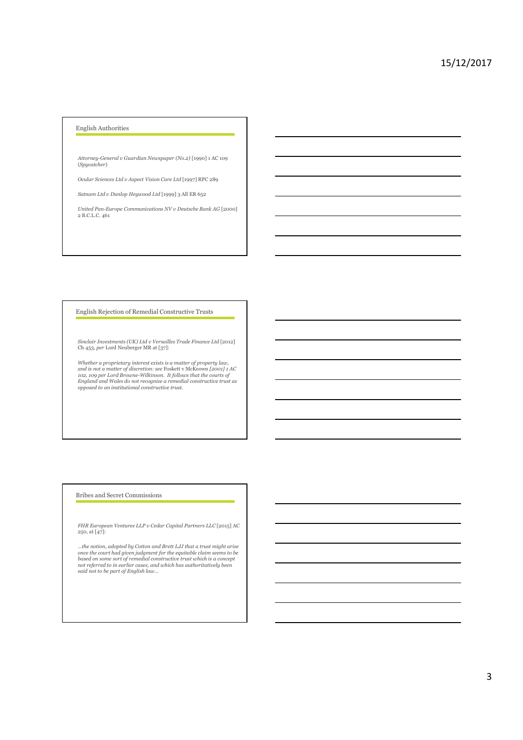## English Authorities

*Attorney-General v Guardian Newspaper (No.2)* [1990] 1 AC 109 (*Spycatcher*)

*Ocular Sciences Ltd v Aspect Vision Care Ltd* [1997] RPC 289

*Satnam Ltd v Dunlop Heywood Ltd* [1999] 3 All ER 652

*United Pan-Europe Communications NV v Deutsche Bank AG* [2000] 2 B.C.L.C. 461

## English Rejection of Remedial Constructive Trusts

*Sinclair Investments (UK) Ltd v Versailles Trade Finance Ltd* [2012] Ch 453, *per* Lord Neuberger MR at [37]:

*Whether a proprietary interest exists is a matter of property law, and is not a matter of discretion: see* Foskett v McKeown *[2001] 1 AC 102, 109 per Lord Browne-Wilkinson. It follows that the courts of England and Wales do not recognise a remedial constructive trust as opposed to an institutional constructive trust.*

## Bribes and Secret Commissions

*FHR European Ventures LLP v Cedar Capital Partners LLC* [2015] AC 250, at [47]:

*…the notion, adopted by Cotton and Brett LJJ that a trust might arise once the court had given judgment for the equitable claim seems to be based on some sort of remedial constructive trust which is a concept not referred to in earlier cases, and which has authoritatively been said not to be part of English law…*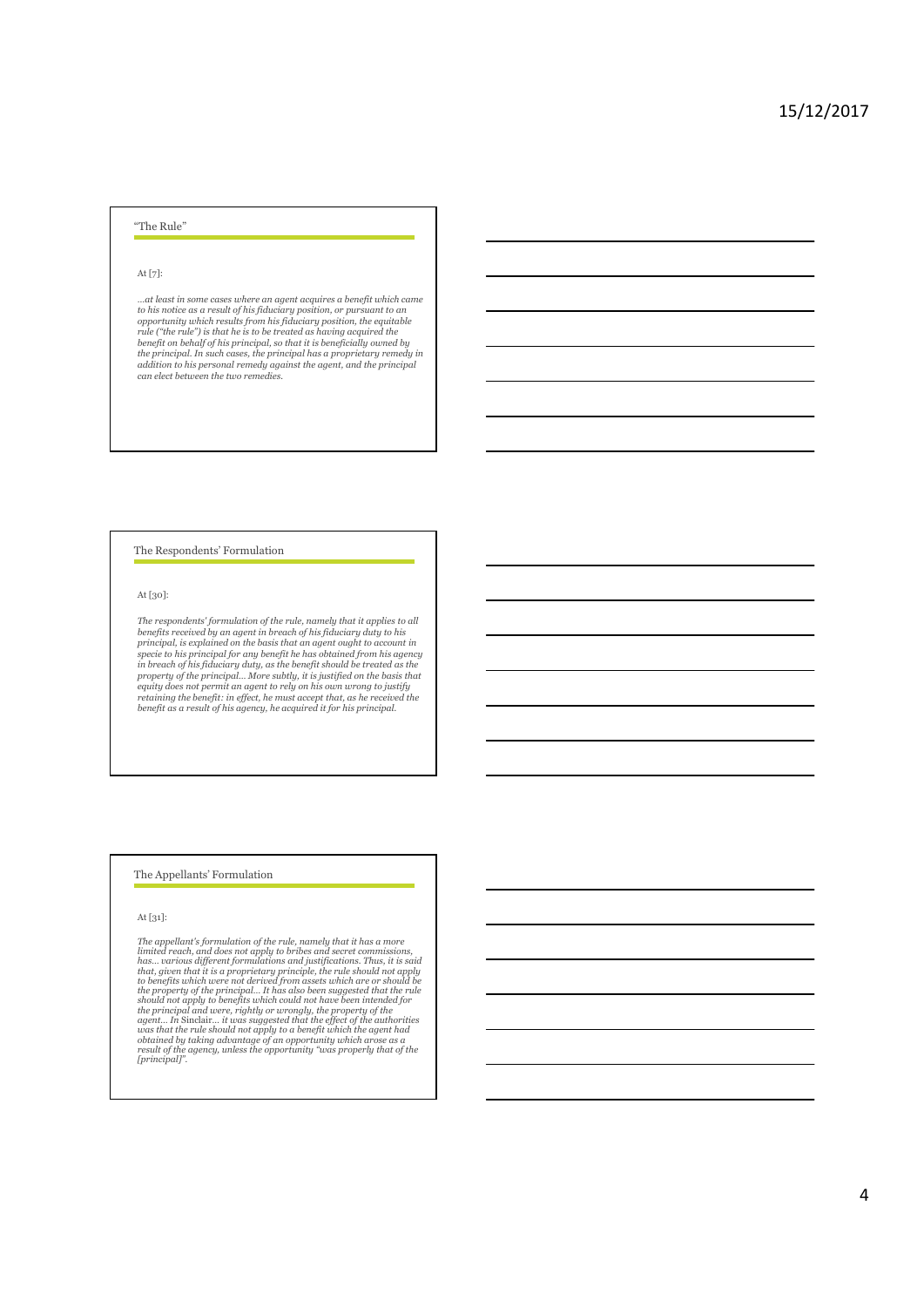## "The Rule"

At [7]:

*…at least in some cases where an agent acquires a benefit which came to his notice as a result of his fiduciary position, or pursuant to an opportunity which results from his fiduciary position, the equitable rule ("the rule") is that he is to be treated as having acquired the benefit on behalf of his principal, so that it is beneficially owned by the principal. In such cases, the principal has a proprietary remedy in addition to his personal remedy against the agent, and the principal can elect between the two remedies.*

## The Respondents' Formulation

At [30]:

*The respondents' formulation of the rule, namely that it applies to all benefits received by an agent in breach of his fiduciary duty to his principal, is explained on the basis that an agent ought to account in specie to his principal for any benefit he has obtained from his agency in breach of his fiduciary duty, as the benefit should be treated as the property of the principal… More subtly, it is justified on the basis that equity does not permit an agent to rely on his own wrong to justify retaining the benefit: in effect, he must accept that, as he received the benefit as a result of his agency, he acquired it for his principal.*

## The Appellants' Formulation

At [31]:

*The appellant's formulation of the rule, namely that it has a more limited reach, and does not apply to bribes and secret commissions, has… various different formulations and justifications. Thus, it is said that, given that it is a proprietary principle, the rule should not apply to benefits which were not derived from assets which are or should be the property of the principal… It has also been suggested that the rule should not apply to benefits which could not have been intended for the principal and were, rightly or wrongly, the property of the agent… In* Sinclair*… it was suggested that the effect of the authorities was that the rule should not apply to a benefit which the agent had obtained by taking advantage of an opportunity which arose as a result of the agency, unless the opportunity "was properly that of the [principal]".*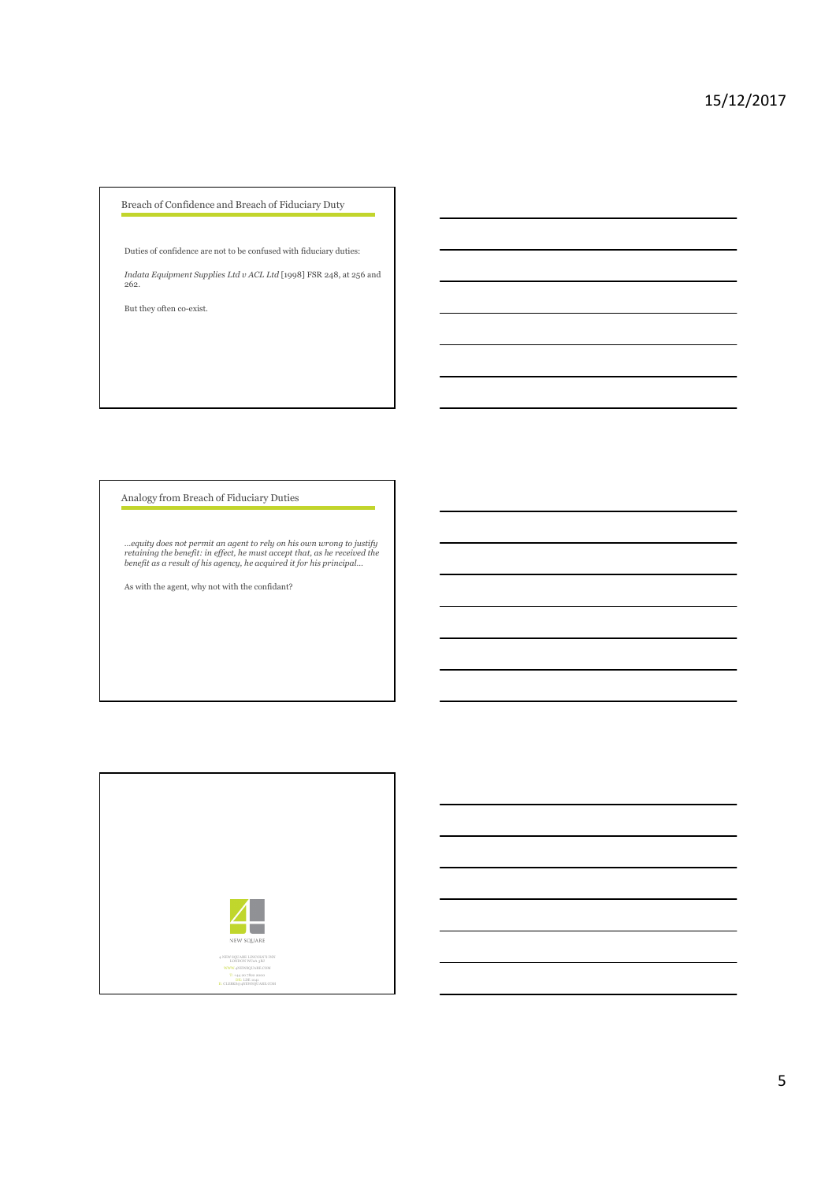## Breach of Confidence and Breach of Fiduciary Duty

Duties of confidence are not to be confused with fiduciary duties:

*Indata Equipment Supplies Ltd v ACL Ltd* [1998] FSR 248, at 256 and 262.

But they often co-exist.

## Analogy from Breach of Fiduciary Duties

*...equity does not permit an agent to rely on his own wrong to justify retaining the benefit: in effect, he must accept that, as he received the benefit as a result of his agency, he acquired it for his principal...*

As with the agent, why not with the confidant?

NEW SQUARE

4 NEW SQUARE LINCOLN'S INN
LONDON WC2A 3RJ

WWW.4NEWSQUARE.COM

T: +44 (0)7822 2000

DX: LDE 1041

E: CLERKS@4NEWSQUARE.COM